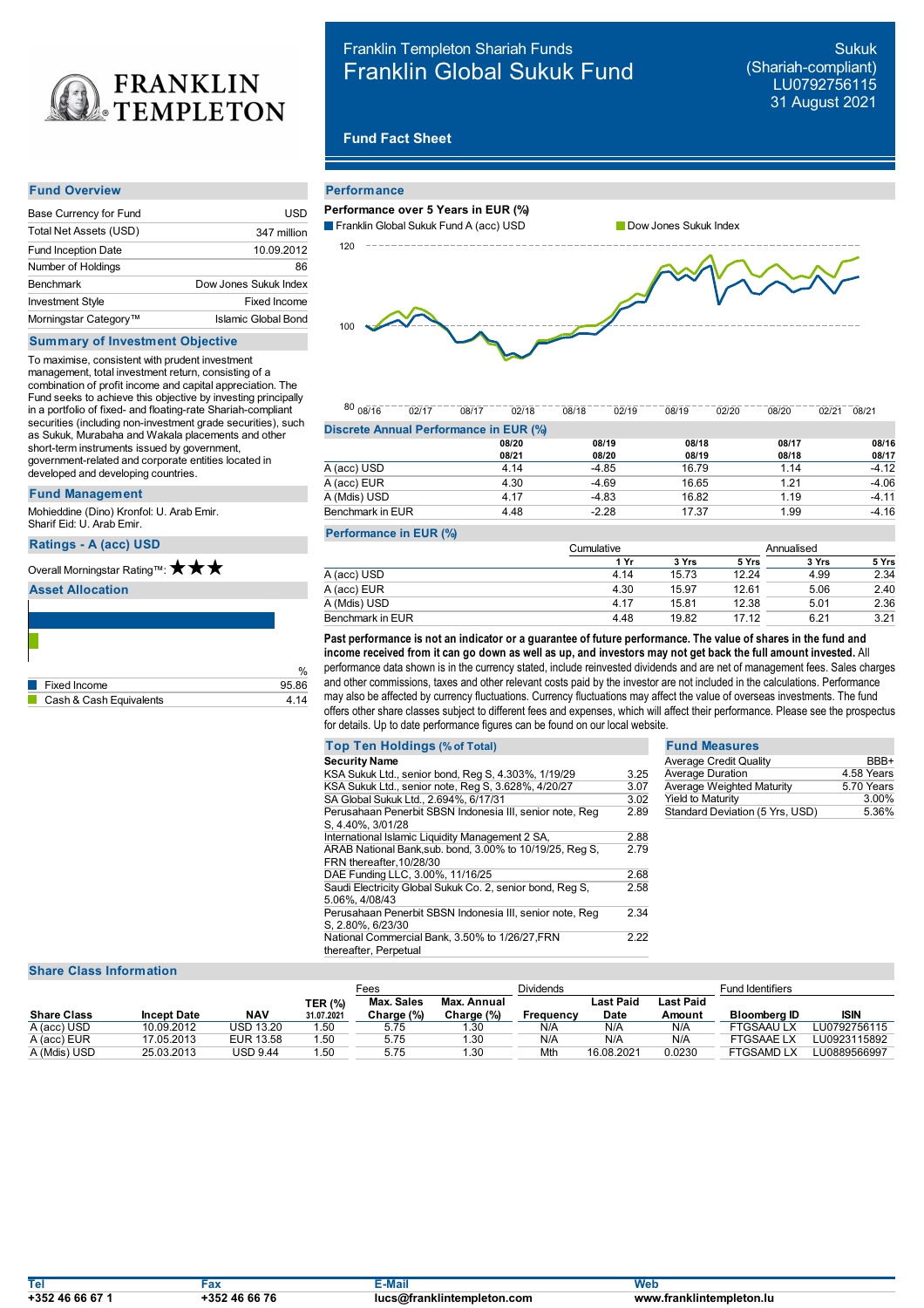# Franklin Templeton Shariah Funds
# Franklin Global Sukuk Fund

Sukuk (Shariah-compliant)
LU0792756115
31 August 2021

**Fund Fact Sheet**

## Fund Overview

| | |
|---|---|
| Base Currency for Fund | USD |
| Total Net Assets (USD) | 347 million |
| Fund Inception Date | 10.09.2012 |
| Number of Holdings | 86 |
| Benchmark | Dow Jones Sukuk Index |
| Investment Style | Fixed Income |
| Morningstar Category™ | Islamic Global Bond |

## Summary of Investment Objective

To maximise, consistent with prudent investment management, total investment return, consisting of a combination of profit income and capital appreciation. The Fund seeks to achieve this objective by investing principally in a portfolio of fixed- and floating-rate Shariah-compliant securities (including non-investment grade securities), such as Sukuk, Murabaha and Wakala placements and other short-term instruments issued by government, government-related and corporate entities located in developed and developing countries.

## Fund Management

Mohieddine (Dino) Kronfol: U. Arab Emir.
Sharif Eid: U. Arab Emir.

## Ratings - A (acc) USD

Overall Morningstar Rating™: ★★★

## Asset Allocation

| | % |
|---|---|
| Fixed Income | 95.86 |
| Cash & Cash Equivalents | 4.14 |

## Performance

**Performance over 5 Years in EUR (%)**

Franklin Global Sukuk Fund A (acc) USD — Dow Jones Sukuk Index

### Discrete Annual Performance in EUR (%)

| | 08/20 08/21 | 08/19 08/20 | 08/18 08/19 | 08/17 08/18 | 08/16 08/17 |
|---|---|---|---|---|---|
| A (acc) USD | 4.14 | -4.85 | 16.79 | 1.14 | -4.12 |
| A (acc) EUR | 4.30 | -4.69 | 16.65 | 1.21 | -4.06 |
| A (Mdis) USD | 4.17 | -4.83 | 16.82 | 1.19 | -4.11 |
| Benchmark in EUR | 4.48 | -2.28 | 17.37 | 1.99 | -4.16 |

### Performance in EUR (%)

| | Cumulative | | | Annualised | |
|---|---|---|---|---|---|
| | 1 Yr | 3 Yrs | 5 Yrs | 3 Yrs | 5 Yrs |
| A (acc) USD | 4.14 | 15.73 | 12.24 | 4.99 | 2.34 |
| A (acc) EUR | 4.30 | 15.97 | 12.61 | 5.06 | 2.40 |
| A (Mdis) USD | 4.17 | 15.81 | 12.38 | 5.01 | 2.36 |
| Benchmark in EUR | 4.48 | 19.82 | 17.12 | 6.21 | 3.21 |

**Past performance is not an indicator or a guarantee of future performance. The value of shares in the fund and income received from it can go down as well as up, and investors may not get back the full amount invested.** All performance data shown is in the currency stated, include reinvested dividends and are net of management fees. Sales charges and other commissions, taxes and other relevant costs paid by the investor are not included in the calculations. Performance may also be affected by currency fluctuations. Currency fluctuations may affect the value of overseas investments. The fund offers other share classes subject to different fees and expenses, which will affect their performance. Please see the prospectus for details. Up to date performance figures can be found on our local website.

## Top Ten Holdings (% of Total)

| Security Name | |
|---|---|
| KSA Sukuk Ltd., senior bond, Reg S, 4.303%, 1/19/29 | 3.25 |
| KSA Sukuk Ltd., senior note, Reg S, 3.628%, 4/20/27 | 3.07 |
| SA Global Sukuk Ltd., 2.694%, 6/17/31 | 3.02 |
| Perusahaan Penerbit SBSN Indonesia III, senior note, Reg S, 4.40%, 3/01/28 | 2.89 |
| International Islamic Liquidity Management 2 SA, | 2.88 |
| ARAB National Bank,sub. bond, 3.00% to 10/19/25, Reg S, FRN thereafter,10/28/30 | 2.79 |
| DAE Funding LLC, 3.00%, 11/16/25 | 2.68 |
| Saudi Electricity Global Sukuk Co. 2, senior bond, Reg S, 5.06%, 4/08/43 | 2.58 |
| Perusahaan Penerbit SBSN Indonesia III, senior note, Reg S, 2.80%, 6/23/30 | 2.34 |
| National Commercial Bank, 3.50% to 1/26/27,FRN thereafter, Perpetual | 2.22 |

## Fund Measures

| | |
|---|---|
| Average Credit Quality | BBB+ |
| Average Duration | 4.58 Years |
| Average Weighted Maturity | 5.70 Years |
| Yield to Maturity | 3.00% |
| Standard Deviation (5 Yrs, USD) | 5.36% |

## Share Class Information

| | | | | Fees | | Dividends | | | Fund Identifiers | |
|---|---|---|---|---|---|---|---|---|---|---|
| Share Class | Incept Date | NAV | TER (%) 31.07.2021 | Max. Sales Charge (%) | Max. Annual Charge (%) | Frequency | Last Paid Date | Last Paid Amount | Bloomberg ID | ISIN |
| A (acc) USD | 10.09.2012 | USD 13.20 | 1.50 | 5.75 | 1.30 | N/A | N/A | N/A | FTGSAAU LX | LU0792756115 |
| A (acc) EUR | 17.05.2013 | EUR 13.58 | 1.50 | 5.75 | 1.30 | N/A | N/A | N/A | FTGSAAE LX | LU0923115892 |
| A (Mdis) USD | 25.03.2013 | USD 9.44 | 1.50 | 5.75 | 1.30 | Mth | 16.08.2021 | 0.0230 | FTGSAMD LX | LU0889566997 |

| Tel | Fax | E-Mail | Web |
|---|---|---|---|
| +352 46 66 67 1 | +352 46 66 76 | lucs@franklintempleton.com | www.franklintempleton.lu |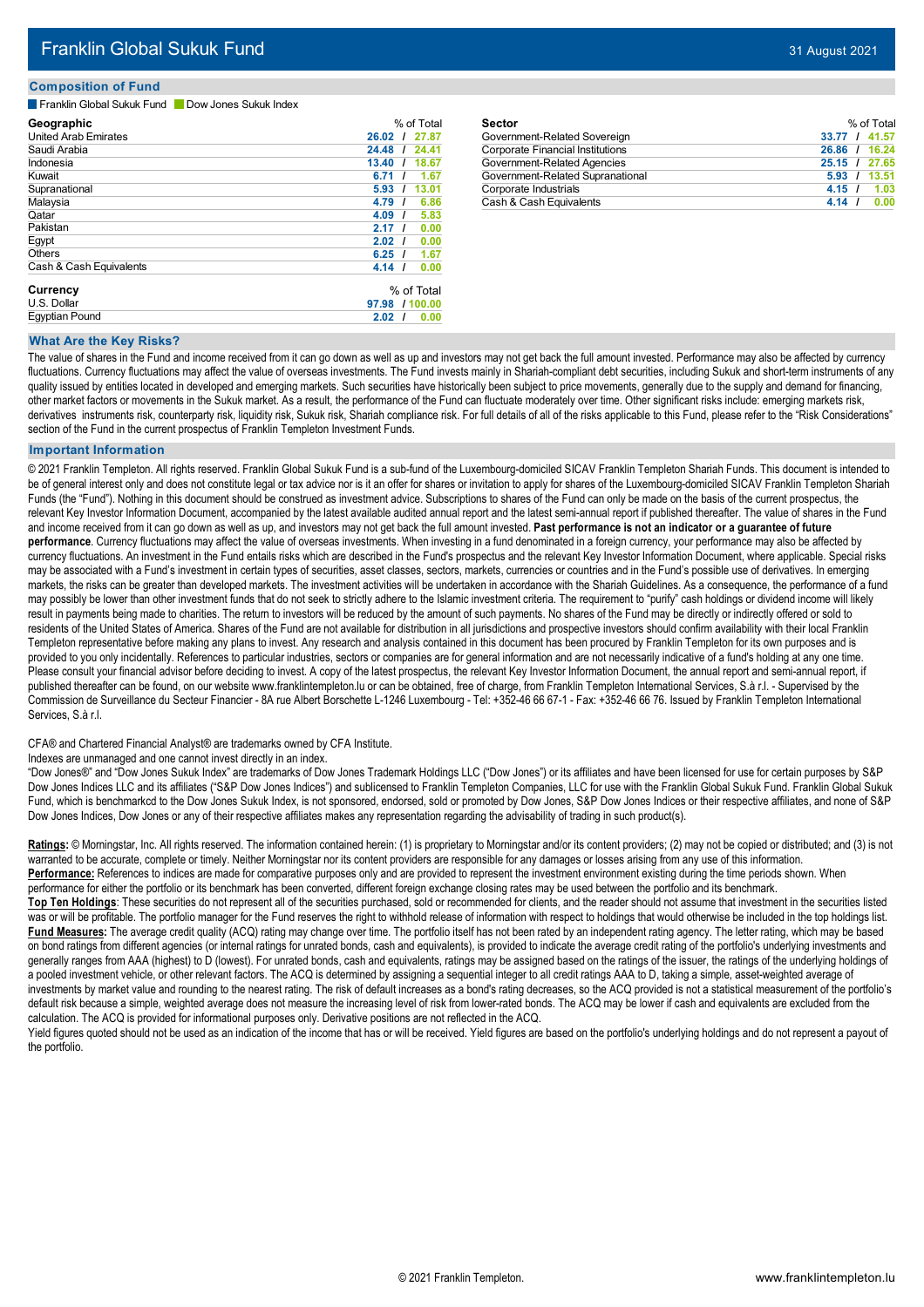# Franklin Global Sukuk Fund

31 August 2021

## Composition of Fund

Franklin Global Sukuk Fund / Dow Jones Sukuk Index

| Geographic | % of Total |
|---|---|
| United Arab Emirates | 26.02 / 27.87 |
| Saudi Arabia | 24.48 / 24.41 |
| Indonesia | 13.40 / 18.67 |
| Kuwait | 6.71 / 1.67 |
| Supranational | 5.93 / 13.01 |
| Malaysia | 4.79 / 6.86 |
| Qatar | 4.09 / 5.83 |
| Pakistan | 2.17 / 0.00 |
| Egypt | 2.02 / 0.00 |
| Others | 6.25 / 1.67 |
| Cash & Cash Equivalents | 4.14 / 0.00 |

| Sector | % of Total |
|---|---|
| Government-Related Sovereign | 33.77 / 41.57 |
| Corporate Financial Institutions | 26.86 / 16.24 |
| Government-Related Agencies | 25.15 / 27.65 |
| Government-Related Supranational | 5.93 / 13.51 |
| Corporate Industrials | 4.15 / 1.03 |
| Cash & Cash Equivalents | 4.14 / 0.00 |

| Currency | % of Total |
|---|---|
| U.S. Dollar | 97.98 / 100.00 |
| Egyptian Pound | 2.02 / 0.00 |

## What Are the Key Risks?

The value of shares in the Fund and income received from it can go down as well as up and investors may not get back the full amount invested. Performance may also be affected by currency fluctuations. Currency fluctuations may affect the value of overseas investments. The Fund invests mainly in Shariah-compliant debt securities, including Sukuk and short-term instruments of any quality issued by entities located in developed and emerging markets. Such securities have historically been subject to price movements, generally due to the supply and demand for financing, other market factors or movements in the Sukuk market. As a result, the performance of the Fund can fluctuate moderately over time. Other significant risks include: emerging markets risk, derivatives instruments risk, counterparty risk, liquidity risk, Sukuk risk, Shariah compliance risk. For full details of all of the risks applicable to this Fund, please refer to the "Risk Considerations" section of the Fund in the current prospectus of Franklin Templeton Investment Funds.

## Important Information

© 2021 Franklin Templeton. All rights reserved. Franklin Global Sukuk Fund is a sub-fund of the Luxembourg-domiciled SICAV Franklin Templeton Shariah Funds. This document is intended to be of general interest only and does not constitute legal or tax advice nor is it an offer for shares or invitation to apply for shares of the Luxembourg-domiciled SICAV Franklin Templeton Shariah Funds (the "Fund"). Nothing in this document should be construed as investment advice. Subscriptions to shares of the Fund can only be made on the basis of the current prospectus, the relevant Key Investor Information Document, accompanied by the latest available audited annual report and the latest semi-annual report if published thereafter. The value of shares in the Fund and income received from it can go down as well as up, and investors may not get back the full amount invested. **Past performance is not an indicator or a guarantee of future performance**. Currency fluctuations may affect the value of overseas investments. When investing in a fund denominated in a foreign currency, your performance may also be affected by currency fluctuations. An investment in the Fund entails risks which are described in the Fund's prospectus and the relevant Key Investor Information Document, where applicable. Special risks may be associated with a Fund's investment in certain types of securities, asset classes, sectors, markets, currencies or countries and in the Fund's possible use of derivatives. In emerging markets, the risks can be greater than developed markets. The investment activities will be undertaken in accordance with the Shariah Guidelines. As a consequence, the performance of a fund may possibly be lower than other investment funds that do not seek to strictly adhere to the Islamic investment criteria. The requirement to "purify" cash holdings or dividend income will likely result in payments being made to charities. The return to investors will be reduced by the amount of such payments. No shares of the Fund may be directly or indirectly offered or sold to residents of the United States of America. Shares of the Fund are not available for distribution in all jurisdictions and prospective investors should confirm availability with their local Franklin Templeton representative before making any plans to invest. Any research and analysis contained in this document has been procured by Franklin Templeton for its own purposes and is provided to you only incidentally. References to particular industries, sectors or companies are for general information and are not necessarily indicative of a fund's holding at any one time. Please consult your financial advisor before deciding to invest. A copy of the latest prospectus, the relevant Key Investor Information Document, the annual report and semi-annual report, if published thereafter can be found, on our website www.franklintempleton.lu or can be obtained, free of charge, from Franklin Templeton International Services, S.à r.l. - Supervised by the Commission de Surveillance du Secteur Financier - 8A rue Albert Borschette L-1246 Luxembourg - Tel: +352-46 66 67-1 - Fax: +352-46 66 76. Issued by Franklin Templeton International Services, S.à r.l.

CFA® and Chartered Financial Analyst® are trademarks owned by CFA Institute.

Indexes are unmanaged and one cannot invest directly in an index.

"Dow Jones®" and "Dow Jones Sukuk Index" are trademarks of Dow Jones Trademark Holdings LLC ("Dow Jones") or its affiliates and have been licensed for use for certain purposes by S&P Dow Jones Indices LLC and its affiliates ("S&P Dow Jones Indices") and sublicensed to Franklin Templeton Companies, LLC for use with the Franklin Global Sukuk Fund. Franklin Global Sukuk Fund, which is benchmarkcd to the Dow Jones Sukuk Index, is not sponsored, endorsed, sold or promoted by Dow Jones, S&P Dow Jones Indices or their respective affiliates, and none of S&P Dow Jones Indices, Dow Jones or any of their respective affiliates makes any representation regarding the advisability of trading in such product(s).

**Ratings:** © Morningstar, Inc. All rights reserved. The information contained herein: (1) is proprietary to Morningstar and/or its content providers; (2) may not be copied or distributed; and (3) is not warranted to be accurate, complete or timely. Neither Morningstar nor its content providers are responsible for any damages or losses arising from any use of this information.

**Performance:** References to indices are made for comparative purposes only and are provided to represent the investment environment existing during the time periods shown. When performance for either the portfolio or its benchmark has been converted, different foreign exchange closing rates may be used between the portfolio and its benchmark.

**Top Ten Holdings**: These securities do not represent all of the securities purchased, sold or recommended for clients, and the reader should not assume that investment in the securities listed was or will be profitable. The portfolio manager for the Fund reserves the right to withhold release of information with respect to holdings that would otherwise be included in the top holdings list.

**Fund Measures:** The average credit quality (ACQ) rating may change over time. The portfolio itself has not been rated by an independent rating agency. The letter rating, which may be based on bond ratings from different agencies (or internal ratings for unrated bonds, cash and equivalents), is provided to indicate the average credit rating of the portfolio's underlying investments and generally ranges from AAA (highest) to D (lowest). For unrated bonds, cash and equivalents, ratings may be assigned based on the ratings of the issuer, the ratings of the underlying holdings of a pooled investment vehicle, or other relevant factors. The ACQ is determined by assigning a sequential integer to all credit ratings AAA to D, taking a simple, asset-weighted average of investments by market value and rounding to the nearest rating. The risk of default increases as a bond's rating decreases, so the ACQ provided is not a statistical measurement of the portfolio's default risk because a simple, weighted average does not measure the increasing level of risk from lower-rated bonds. The ACQ may be lower if cash and equivalents are excluded from the calculation. The ACQ is provided for informational purposes only. Derivative positions are not reflected in the ACQ.

Yield figures quoted should not be used as an indication of the income that has or will be received. Yield figures are based on the portfolio's underlying holdings and do not represent a payout of the portfolio.